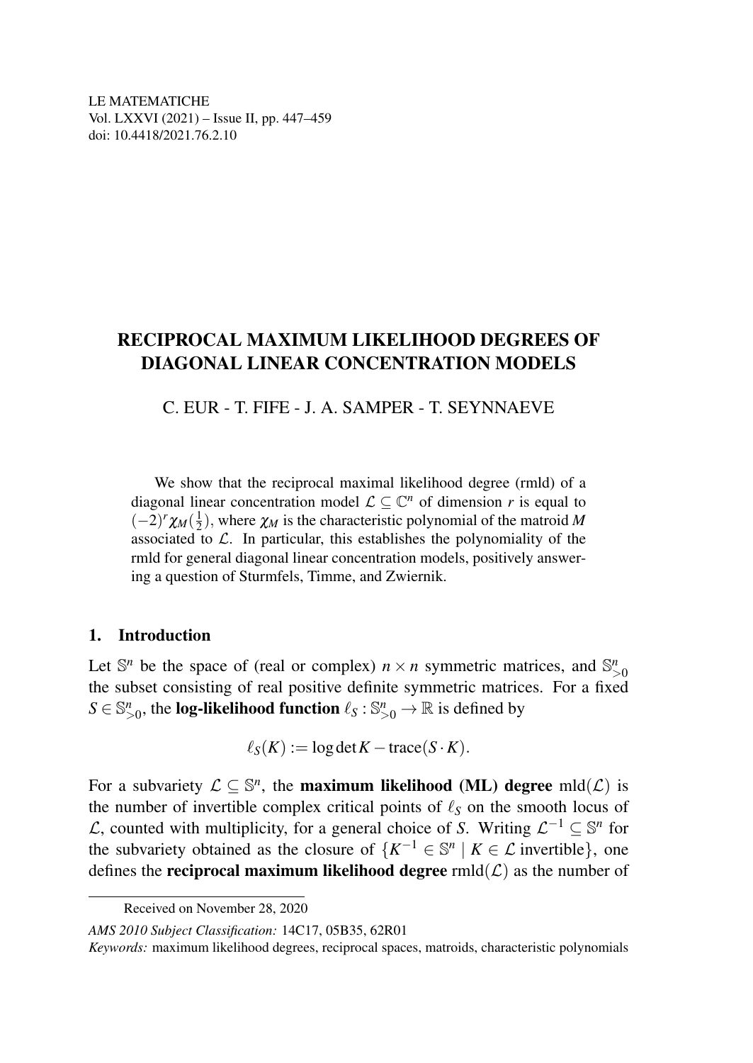LE MATEMATICHE
Vol. LXXVI (2021) – Issue II, pp. 447–459
doi: 10.4418/2021.76.2.10

# RECIPROCAL MAXIMUM LIKELIHOOD DEGREES OF DIAGONAL LINEAR CONCENTRATION MODELS

C. EUR - T. FIFE - J. A. SAMPER - T. SEYNNAEVE

We show that the reciprocal maximal likelihood degree (rmld) of a diagonal linear concentration model $\mathcal{L} \subseteq \mathbb{C}^n$ of dimension $r$ is equal to $(-2)^r \chi_M(\frac{1}{2})$, where $\chi_M$ is the characteristic polynomial of the matroid $M$ associated to $\mathcal{L}$. In particular, this establishes the polynomiality of the rmld for general diagonal linear concentration models, positively answering a question of Sturmfels, Timme, and Zwiernik.

## 1. Introduction

Let $\mathbb{S}^n$ be the space of (real or complex) $n \times n$ symmetric matrices, and $\mathbb{S}^n_{>0}$ the subset consisting of real positive definite symmetric matrices. For a fixed $S \in \mathbb{S}^n_{>0}$, the **log-likelihood function** $\ell_S : \mathbb{S}^n_{>0} \to \mathbb{R}$ is defined by

$$\ell_S(K) := \log \det K - \operatorname{trace}(S \cdot K).$$

For a subvariety $\mathcal{L} \subseteq \mathbb{S}^n$, the **maximum likelihood (ML) degree** $\operatorname{mld}(\mathcal{L})$ is the number of invertible complex critical points of $\ell_S$ on the smooth locus of $\mathcal{L}$, counted with multiplicity, for a general choice of $S$. Writing $\mathcal{L}^{-1} \subseteq \mathbb{S}^n$ for the subvariety obtained as the closure of $\{K^{-1} \in \mathbb{S}^n \mid K \in \mathcal{L} \text{ invertible}\}$, one defines the **reciprocal maximum likelihood degree** $\operatorname{rmld}(\mathcal{L})$ as the number of

Received on November 28, 2020

*AMS 2010 Subject Classification:* 14C17, 05B35, 62R01

*Keywords:* maximum likelihood degrees, reciprocal spaces, matroids, characteristic polynomials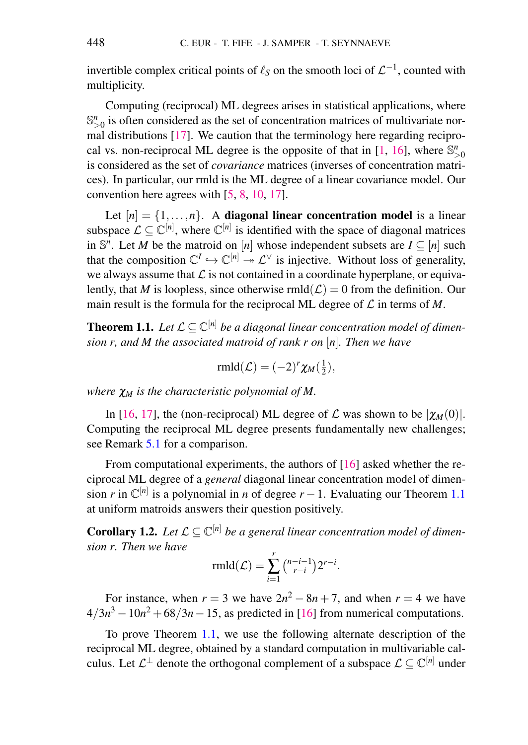invertible complex critical points of $\ell_S$ on the smooth loci of $\mathcal{L}^{-1}$, counted with multiplicity.

Computing (reciprocal) ML degrees arises in statistical applications, where $\mathbb{S}^n_{>0}$ is often considered as the set of concentration matrices of multivariate normal distributions [17]. We caution that the terminology here regarding reciprocal vs. non-reciprocal ML degree is the opposite of that in [1, 16], where $\mathbb{S}^n_{>0}$ is considered as the set of *covariance* matrices (inverses of concentration matrices). In particular, our rmld is the ML degree of a linear covariance model. Our convention here agrees with [5, 8, 10, 17].

Let $[n] = \{1, \ldots, n\}$. A **diagonal linear concentration model** is a linear subspace $\mathcal{L} \subseteq \mathbb{C}^{[n]}$, where $\mathbb{C}^{[n]}$ is identified with the space of diagonal matrices in $\mathbb{S}^n$. Let $M$ be the matroid on $[n]$ whose independent subsets are $I \subseteq [n]$ such that the composition $\mathbb{C}^I \hookrightarrow \mathbb{C}^{[n]} \twoheadrightarrow \mathcal{L}^\vee$ is injective. Without loss of generality, we always assume that $\mathcal{L}$ is not contained in a coordinate hyperplane, or equivalently, that $M$ is loopless, since otherwise $\operatorname{rmld}(\mathcal{L}) = 0$ from the definition. Our main result is the formula for the reciprocal ML degree of $\mathcal{L}$ in terms of $M$.

**Theorem 1.1.** *Let $\mathcal{L} \subseteq \mathbb{C}^{[n]}$ be a diagonal linear concentration model of dimension $r$, and $M$ the associated matroid of rank $r$ on $[n]$. Then we have*

$$\operatorname{rmld}(\mathcal{L}) = (-2)^r \chi_M(\tfrac{1}{2}),$$

*where $\chi_M$ is the characteristic polynomial of $M$.*

In [16, 17], the (non-reciprocal) ML degree of $\mathcal{L}$ was shown to be $|\chi_M(0)|$. Computing the reciprocal ML degree presents fundamentally new challenges; see Remark 5.1 for a comparison.

From computational experiments, the authors of [16] asked whether the reciprocal ML degree of a *general* diagonal linear concentration model of dimension $r$ in $\mathbb{C}^{[n]}$ is a polynomial in $n$ of degree $r-1$. Evaluating our Theorem 1.1 at uniform matroids answers their question positively.

**Corollary 1.2.** *Let $\mathcal{L} \subseteq \mathbb{C}^{[n]}$ be a general linear concentration model of dimension $r$. Then we have*

$$\operatorname{rmld}(\mathcal{L}) = \sum_{i=1}^{r} \binom{n-i-1}{r-i} 2^{r-i}.$$

For instance, when $r = 3$ we have $2n^2 - 8n + 7$, and when $r = 4$ we have $4/3n^3 - 10n^2 + 68/3n - 15$, as predicted in [16] from numerical computations.

To prove Theorem 1.1, we use the following alternate description of the reciprocal ML degree, obtained by a standard computation in multivariable calculus. Let $\mathcal{L}^\perp$ denote the orthogonal complement of a subspace $\mathcal{L} \subseteq \mathbb{C}^{[n]}$ under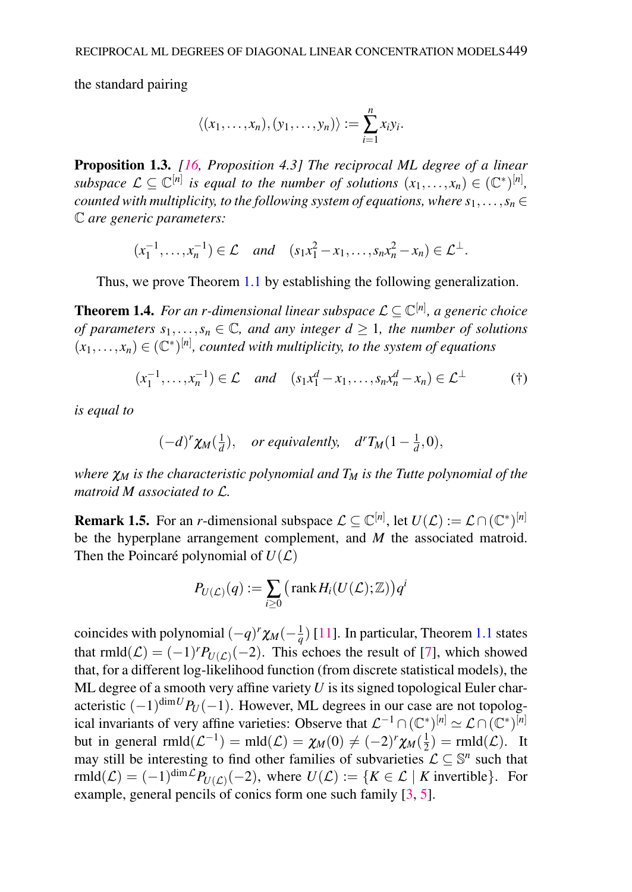the standard pairing

$$\langle (x_1,\dots,x_n),(y_1,\dots,y_n)\rangle := \sum_{i=1}^{n} x_i y_i.$$

**Proposition 1.3.** *[16, Proposition 4.3] The reciprocal ML degree of a linear subspace $\mathcal{L} \subseteq \mathbb{C}^{[n]}$ is equal to the number of solutions $(x_1,\dots,x_n) \in (\mathbb{C}^*)^{[n]}$, counted with multiplicity, to the following system of equations, where $s_1,\dots,s_n \in \mathbb{C}$ are generic parameters:*

$$(x_1^{-1},\dots,x_n^{-1}) \in \mathcal{L} \quad \text{and} \quad (s_1x_1^2 - x_1,\dots,s_nx_n^2 - x_n) \in \mathcal{L}^\perp.$$

Thus, we prove Theorem 1.1 by establishing the following generalization.

**Theorem 1.4.** *For an $r$-dimensional linear subspace $\mathcal{L} \subseteq \mathbb{C}^{[n]}$, a generic choice of parameters $s_1,\dots,s_n \in \mathbb{C}$, and any integer $d \geq 1$, the number of solutions $(x_1,\dots,x_n) \in (\mathbb{C}^*)^{[n]}$, counted with multiplicity, to the system of equations*

$$(x_1^{-1},\dots,x_n^{-1}) \in \mathcal{L} \quad \text{and} \quad (s_1x_1^d - x_1,\dots,s_nx_n^d - x_n) \in \mathcal{L}^\perp \tag{†}$$

*is equal to*

$$(-d)^r \chi_M(\tfrac{1}{d}), \quad \text{or equivalently,} \quad d^r T_M(1-\tfrac{1}{d},0),$$

*where $\chi_M$ is the characteristic polynomial and $T_M$ is the Tutte polynomial of the matroid $M$ associated to $\mathcal{L}$.*

**Remark 1.5.** For an $r$-dimensional subspace $\mathcal{L} \subseteq \mathbb{C}^{[n]}$, let $U(\mathcal{L}) := \mathcal{L} \cap (\mathbb{C}^*)^{[n]}$ be the hyperplane arrangement complement, and $M$ the associated matroid. Then the Poincaré polynomial of $U(\mathcal{L})$

$$P_{U(\mathcal{L})}(q) := \sum_{i \geq 0} \big(\operatorname{rank} H_i(U(\mathcal{L});\mathbb{Z})\big) q^i$$

coincides with polynomial $(-q)^r \chi_M(-\frac{1}{q})$ [11]. In particular, Theorem 1.1 states that $\operatorname{rmld}(\mathcal{L}) = (-1)^r P_{U(\mathcal{L})}(-2)$. This echoes the result of [7], which showed that, for a different log-likelihood function (from discrete statistical models), the ML degree of a smooth very affine variety $U$ is its signed topological Euler characteristic $(-1)^{\dim U} P_U(-1)$. However, ML degrees in our case are not topological invariants of very affine varieties: Observe that $\mathcal{L}^{-1} \cap (\mathbb{C}^*)^{[n]} \simeq \mathcal{L} \cap (\mathbb{C}^*)^{[n]}$ but in general $\operatorname{rmld}(\mathcal{L}^{-1}) = \operatorname{mld}(\mathcal{L}) = \chi_M(0) \neq (-2)^r \chi_M(\frac{1}{2}) = \operatorname{rmld}(\mathcal{L})$. It may still be interesting to find other families of subvarieties $\mathcal{L} \subseteq \mathbb{S}^n$ such that $\operatorname{rmld}(\mathcal{L}) = (-1)^{\dim \mathcal{L}} P_{U(\mathcal{L})}(-2)$, where $U(\mathcal{L}) := \{K \in \mathcal{L} \mid K \text{ invertible}\}$. For example, general pencils of conics form one such family [3, 5].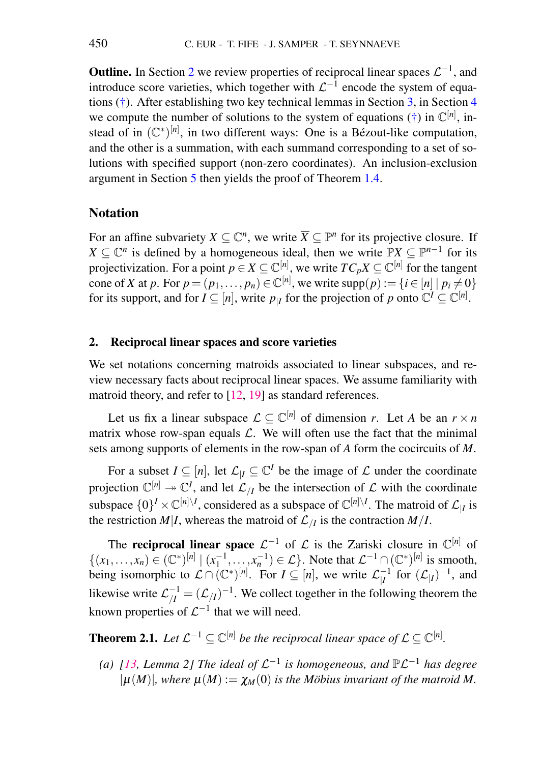**Outline.** In Section 2 we review properties of reciprocal linear spaces $\mathcal{L}^{-1}$, and introduce score varieties, which together with $\mathcal{L}^{-1}$ encode the system of equations (†). After establishing two key technical lemmas in Section 3, in Section 4 we compute the number of solutions to the system of equations (†) in $\mathbb{C}^{[n]}$, instead of in $(\mathbb{C}^*)^{[n]}$, in two different ways: One is a Bézout-like computation, and the other is a summation, with each summand corresponding to a set of solutions with specified support (non-zero coordinates). An inclusion-exclusion argument in Section 5 then yields the proof of Theorem 1.4.

### Notation

For an affine subvariety $X \subseteq \mathbb{C}^n$, we write $\overline{X} \subseteq \mathbb{P}^n$ for its projective closure. If $X \subseteq \mathbb{C}^n$ is defined by a homogeneous ideal, then we write $\mathbb{P}X \subseteq \mathbb{P}^{n-1}$ for its projectivization. For a point $p \in X \subseteq \mathbb{C}^{[n]}$, we write $TC_pX \subseteq \mathbb{C}^{[n]}$ for the tangent cone of $X$ at $p$. For $p = (p_1, \ldots, p_n) \in \mathbb{C}^{[n]}$, we write $\mathrm{supp}(p) := \{i \in [n] \mid p_i \neq 0\}$ for its support, and for $I \subseteq [n]$, write $p_{|I}$ for the projection of $p$ onto $\mathbb{C}^I \subseteq \mathbb{C}^{[n]}$.

## 2. Reciprocal linear spaces and score varieties

We set notations concerning matroids associated to linear subspaces, and review necessary facts about reciprocal linear spaces. We assume familiarity with matroid theory, and refer to [12, 19] as standard references.

Let us fix a linear subspace $\mathcal{L} \subseteq \mathbb{C}^{[n]}$ of dimension $r$. Let $A$ be an $r \times n$ matrix whose row-span equals $\mathcal{L}$. We will often use the fact that the minimal sets among supports of elements in the row-span of $A$ form the cocircuits of $M$.

For a subset $I \subseteq [n]$, let $\mathcal{L}_{|I} \subseteq \mathbb{C}^I$ be the image of $\mathcal{L}$ under the coordinate projection $\mathbb{C}^{[n]} \twoheadrightarrow \mathbb{C}^I$, and let $\mathcal{L}_{/I}$ be the intersection of $\mathcal{L}$ with the coordinate subspace $\{0\}^I \times \mathbb{C}^{[n]\setminus I}$, considered as a subspace of $\mathbb{C}^{[n]\setminus I}$. The matroid of $\mathcal{L}_{|I}$ is the restriction $M|I$, whereas the matroid of $\mathcal{L}_{/I}$ is the contraction $M/I$.

The **reciprocal linear space** $\mathcal{L}^{-1}$ of $\mathcal{L}$ is the Zariski closure in $\mathbb{C}^{[n]}$ of $\{(x_1, \ldots, x_n) \in (\mathbb{C}^*)^{[n]} \mid (x_1^{-1}, \ldots, x_n^{-1}) \in \mathcal{L}\}$. Note that $\mathcal{L}^{-1} \cap (\mathbb{C}^*)^{[n]}$ is smooth, being isomorphic to $\mathcal{L} \cap (\mathbb{C}^*)^{[n]}$. For $I \subseteq [n]$, we write $\mathcal{L}_{|I}^{-1}$ for $(\mathcal{L}_{|I})^{-1}$, and likewise write $\mathcal{L}_{/I}^{-1} = (\mathcal{L}_{/I})^{-1}$. We collect together in the following theorem the known properties of $\mathcal{L}^{-1}$ that we will need.

**Theorem 2.1.** *Let $\mathcal{L}^{-1} \subseteq \mathbb{C}^{[n]}$ be the reciprocal linear space of $\mathcal{L} \subseteq \mathbb{C}^{[n]}$.*

*(a) [13, Lemma 2] The ideal of $\mathcal{L}^{-1}$ is homogeneous, and $\mathbb{P}\mathcal{L}^{-1}$ has degree $|\mu(M)|$, where $\mu(M) := \chi_M(0)$ is the Möbius invariant of the matroid $M$.*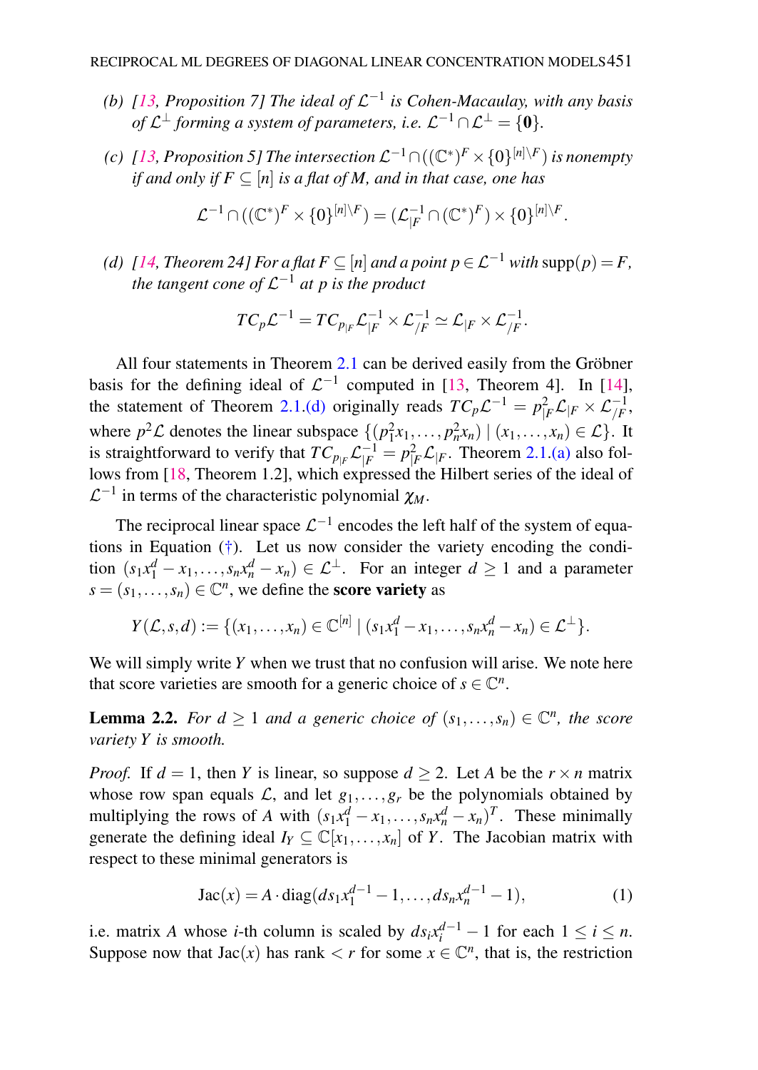(b) *[13, Proposition 7] The ideal of $\mathcal{L}^{-1}$ is Cohen-Macaulay, with any basis of $\mathcal{L}^{\perp}$ forming a system of parameters, i.e. $\mathcal{L}^{-1} \cap \mathcal{L}^{\perp} = \{\mathbf{0}\}$.*

(c) *[13, Proposition 5] The intersection $\mathcal{L}^{-1} \cap ((\mathbb{C}^*)^F \times \{0\}^{[n]\setminus F})$ is nonempty if and only if $F \subseteq [n]$ is a flat of $M$, and in that case, one has*

$$\mathcal{L}^{-1} \cap ((\mathbb{C}^*)^F \times \{0\}^{[n]\setminus F}) = (\mathcal{L}^{-1}_{|F} \cap (\mathbb{C}^*)^F) \times \{0\}^{[n]\setminus F}.$$

(d) *[14, Theorem 24] For a flat $F \subseteq [n]$ and a point $p \in \mathcal{L}^{-1}$ with $\operatorname{supp}(p) = F$, the tangent cone of $\mathcal{L}^{-1}$ at $p$ is the product*

$$TC_p\mathcal{L}^{-1} = TC_{p_{|F}}\mathcal{L}^{-1}_{|F} \times \mathcal{L}^{-1}_{/F} \simeq \mathcal{L}_{|F} \times \mathcal{L}^{-1}_{/F}.$$

All four statements in Theorem 2.1 can be derived easily from the Gröbner basis for the defining ideal of $\mathcal{L}^{-1}$ computed in [13, Theorem 4]. In [14], the statement of Theorem 2.1.(d) originally reads $TC_p\mathcal{L}^{-1} = p^2_{|F}\mathcal{L}_{|F} \times \mathcal{L}^{-1}_{/F}$, where $p^2\mathcal{L}$ denotes the linear subspace $\{(p_1^2x_1, \dots, p_n^2x_n) \mid (x_1, \dots, x_n) \in \mathcal{L}\}$. It is straightforward to verify that $TC_{p_{|F}}\mathcal{L}^{-1}_{|F} = p^2_{|F}\mathcal{L}_{|F}$. Theorem 2.1.(a) also follows from [18, Theorem 1.2], which expressed the Hilbert series of the ideal of $\mathcal{L}^{-1}$ in terms of the characteristic polynomial $\chi_M$.

The reciprocal linear space $\mathcal{L}^{-1}$ encodes the left half of the system of equations in Equation (†). Let us now consider the variety encoding the condition $(s_1x_1^d - x_1, \dots, s_nx_n^d - x_n) \in \mathcal{L}^{\perp}$. For an integer $d \geq 1$ and a parameter $s = (s_1, \dots, s_n) \in \mathbb{C}^n$, we define the **score variety** as

$$Y(\mathcal{L}, s, d) := \{(x_1, \dots, x_n) \in \mathbb{C}^{[n]} \mid (s_1x_1^d - x_1, \dots, s_nx_n^d - x_n) \in \mathcal{L}^{\perp}\}.$$

We will simply write $Y$ when we trust that no confusion will arise. We note here that score varieties are smooth for a generic choice of $s \in \mathbb{C}^n$.

**Lemma 2.2.** *For $d \geq 1$ and a generic choice of $(s_1, \dots, s_n) \in \mathbb{C}^n$, the score variety $Y$ is smooth.*

*Proof.* If $d = 1$, then $Y$ is linear, so suppose $d \geq 2$. Let $A$ be the $r \times n$ matrix whose row span equals $\mathcal{L}$, and let $g_1, \dots, g_r$ be the polynomials obtained by multiplying the rows of $A$ with $(s_1x_1^d - x_1, \dots, s_nx_n^d - x_n)^T$. These minimally generate the defining ideal $I_Y \subseteq \mathbb{C}[x_1, \dots, x_n]$ of $Y$. The Jacobian matrix with respect to these minimal generators is

$$\operatorname{Jac}(x) = A \cdot \operatorname{diag}(ds_1x_1^{d-1} - 1, \dots, ds_nx_n^{d-1} - 1), \tag{1}$$

i.e. matrix $A$ whose $i$-th column is scaled by $ds_ix_i^{d-1} - 1$ for each $1 \leq i \leq n$. Suppose now that $\operatorname{Jac}(x)$ has rank $< r$ for some $x \in \mathbb{C}^n$, that is, the restriction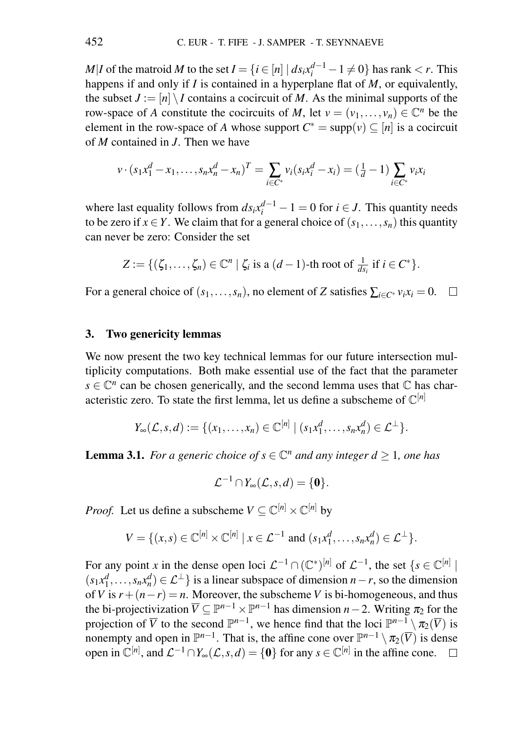$M|I$ of the matroid $M$ to the set $I = \{i \in [n] \mid ds_i x_i^{d-1} - 1 \neq 0\}$ has rank $< r$. This happens if and only if $I$ is contained in a hyperplane flat of $M$, or equivalently, the subset $J := [n] \setminus I$ contains a cocircuit of $M$. As the minimal supports of the row-space of $A$ constitute the cocircuits of $M$, let $v = (v_1, \dots, v_n) \in \mathbb{C}^n$ be the element in the row-space of $A$ whose support $C^* = \operatorname{supp}(v) \subseteq [n]$ is a cocircuit of $M$ contained in $J$. Then we have

$$v \cdot (s_1 x_1^d - x_1, \dots, s_n x_n^d - x_n)^T = \sum_{i \in C^*} v_i (s_i x_i^d - x_i) = (\tfrac{1}{d} - 1) \sum_{i \in C^*} v_i x_i$$

where last equality follows from $ds_i x_i^{d-1} - 1 = 0$ for $i \in J$. This quantity needs to be zero if $x \in Y$. We claim that for a general choice of $(s_1, \dots, s_n)$ this quantity can never be zero: Consider the set

$$Z := \{(\zeta_1, \dots, \zeta_n) \in \mathbb{C}^n \mid \zeta_i \text{ is a } (d-1)\text{-th root of } \tfrac{1}{ds_i} \text{ if } i \in C^*\}.$$

For a general choice of $(s_1, \dots, s_n)$, no element of $Z$ satisfies $\sum_{i \in C^*} v_i x_i = 0$. $\square$

## 3. Two genericity lemmas

We now present the two key technical lemmas for our future intersection multiplicity computations. Both make essential use of the fact that the parameter $s \in \mathbb{C}^n$ can be chosen generically, and the second lemma uses that $\mathbb{C}$ has characteristic zero. To state the first lemma, let us define a subscheme of $\mathbb{C}^{[n]}$

$$Y_\infty(\mathcal{L}, s, d) := \{(x_1, \dots, x_n) \in \mathbb{C}^{[n]} \mid (s_1 x_1^d, \dots, s_n x_n^d) \in \mathcal{L}^\perp\}.$$

**Lemma 3.1.** *For a generic choice of $s \in \mathbb{C}^n$ and any integer $d \geq 1$, one has*

$$\mathcal{L}^{-1} \cap Y_\infty(\mathcal{L}, s, d) = \{\mathbf{0}\}.$$

*Proof.* Let us define a subscheme $V \subseteq \mathbb{C}^{[n]} \times \mathbb{C}^{[n]}$ by

$$V = \{(x, s) \in \mathbb{C}^{[n]} \times \mathbb{C}^{[n]} \mid x \in \mathcal{L}^{-1} \text{ and } (s_1 x_1^d, \dots, s_n x_n^d) \in \mathcal{L}^\perp\}.$$

For any point $x$ in the dense open loci $\mathcal{L}^{-1} \cap (\mathbb{C}^*)^{[n]}$ of $\mathcal{L}^{-1}$, the set $\{s \in \mathbb{C}^{[n]} \mid (s_1 x_1^d, \dots, s_n x_n^d) \in \mathcal{L}^\perp\}$ is a linear subspace of dimension $n - r$, so the dimension of $V$ is $r + (n - r) = n$. Moreover, the subscheme $V$ is bi-homogeneous, and thus the bi-projectivization $\overline{V} \subseteq \mathbb{P}^{n-1} \times \mathbb{P}^{n-1}$ has dimension $n - 2$. Writing $\pi_2$ for the projection of $\overline{V}$ to the second $\mathbb{P}^{n-1}$, we hence find that the loci $\mathbb{P}^{n-1} \setminus \pi_2(\overline{V})$ is nonempty and open in $\mathbb{P}^{n-1}$. That is, the affine cone over $\mathbb{P}^{n-1} \setminus \pi_2(\overline{V})$ is dense open in $\mathbb{C}^{[n]}$, and $\mathcal{L}^{-1} \cap Y_\infty(\mathcal{L}, s, d) = \{\mathbf{0}\}$ for any $s \in \mathbb{C}^{[n]}$ in the affine cone. $\square$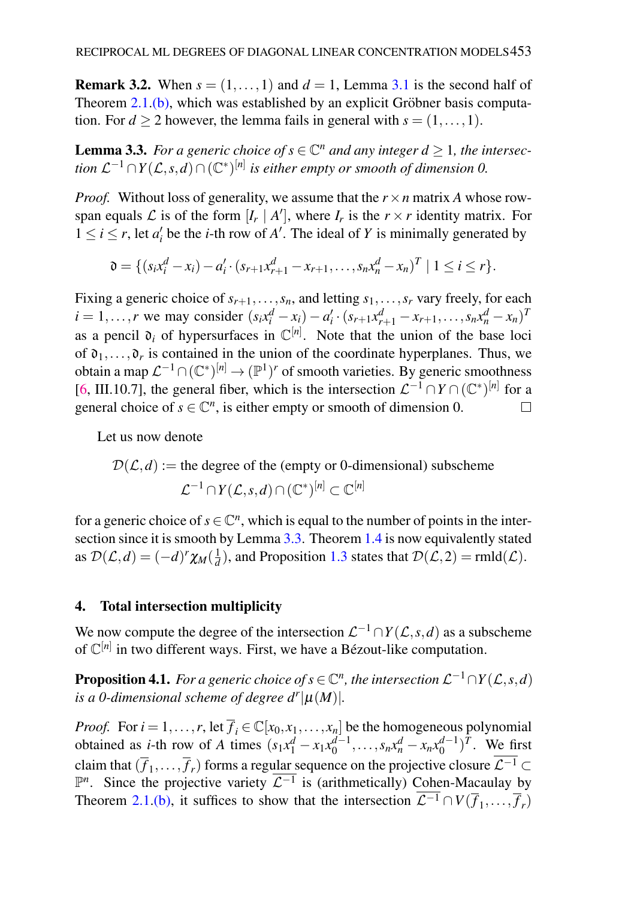**Remark 3.2.** When $s = (1, \dots, 1)$ and $d = 1$, Lemma 3.1 is the second half of Theorem 2.1.(b), which was established by an explicit Gröbner basis computation. For $d \geq 2$ however, the lemma fails in general with $s = (1, \dots, 1)$.

**Lemma 3.3.** *For a generic choice of $s \in \mathbb{C}^n$ and any integer $d \geq 1$, the intersection $\mathcal{L}^{-1} \cap Y(\mathcal{L}, s, d) \cap (\mathbb{C}^*)^{[n]}$ is either empty or smooth of dimension 0.*

*Proof.* Without loss of generality, we assume that the $r \times n$ matrix $A$ whose row-span equals $\mathcal{L}$ is of the form $[I_r \mid A']$, where $I_r$ is the $r \times r$ identity matrix. For $1 \leq i \leq r$, let $a'_i$ be the $i$-th row of $A'$. The ideal of $Y$ is minimally generated by

$$\mathfrak{d} = \{(s_i x_i^d - x_i) - a'_i \cdot (s_{r+1} x_{r+1}^d - x_{r+1}, \dots, s_n x_n^d - x_n)^T \mid 1 \leq i \leq r\}.$$

Fixing a generic choice of $s_{r+1}, \dots, s_n$, and letting $s_1, \dots, s_r$ vary freely, for each $i = 1, \dots, r$ we may consider $(s_i x_i^d - x_i) - a'_i \cdot (s_{r+1} x_{r+1}^d - x_{r+1}, \dots, s_n x_n^d - x_n)^T$ as a pencil $\mathfrak{d}_i$ of hypersurfaces in $\mathbb{C}^{[n]}$. Note that the union of the base loci of $\mathfrak{d}_1, \dots, \mathfrak{d}_r$ is contained in the union of the coordinate hyperplanes. Thus, we obtain a map $\mathcal{L}^{-1} \cap (\mathbb{C}^*)^{[n]} \to (\mathbb{P}^1)^r$ of smooth varieties. By generic smoothness [6, III.10.7], the general fiber, which is the intersection $\mathcal{L}^{-1} \cap Y \cap (\mathbb{C}^*)^{[n]}$ for a general choice of $s \in \mathbb{C}^n$, is either empty or smooth of dimension 0. □

Let us now denote

$$\mathcal{D}(\mathcal{L}, d) := \text{the degree of the (empty or 0-dimensional) subscheme } \mathcal{L}^{-1} \cap Y(\mathcal{L}, s, d) \cap (\mathbb{C}^*)^{[n]} \subset \mathbb{C}^{[n]}$$

for a generic choice of $s \in \mathbb{C}^n$, which is equal to the number of points in the intersection since it is smooth by Lemma 3.3. Theorem 1.4 is now equivalently stated as $\mathcal{D}(\mathcal{L}, d) = (-d)^r \chi_M(\frac{1}{d})$, and Proposition 1.3 states that $\mathcal{D}(\mathcal{L}, 2) = \mathrm{rmld}(\mathcal{L})$.

## 4. Total intersection multiplicity

We now compute the degree of the intersection $\mathcal{L}^{-1} \cap Y(\mathcal{L}, s, d)$ as a subscheme of $\mathbb{C}^{[n]}$ in two different ways. First, we have a Bézout-like computation.

**Proposition 4.1.** *For a generic choice of $s \in \mathbb{C}^n$, the intersection $\mathcal{L}^{-1} \cap Y(\mathcal{L}, s, d)$ is a 0-dimensional scheme of degree $d^r |\mu(M)|$.*

*Proof.* For $i = 1, \dots, r$, let $\overline{f}_i \in \mathbb{C}[x_0, x_1, \dots, x_n]$ be the homogeneous polynomial obtained as $i$-th row of $A$ times $(s_1 x_1^d - x_1 x_0^{d-1}, \dots, s_n x_n^d - x_n x_0^{d-1})^T$. We first claim that $(\overline{f}_1, \dots, \overline{f}_r)$ forms a regular sequence on the projective closure $\overline{\mathcal{L}^{-1}} \subset \mathbb{P}^n$. Since the projective variety $\overline{\mathcal{L}^{-1}}$ is (arithmetically) Cohen-Macaulay by Theorem 2.1.(b), it suffices to show that the intersection $\overline{\mathcal{L}^{-1}} \cap V(\overline{f}_1, \dots, \overline{f}_r)$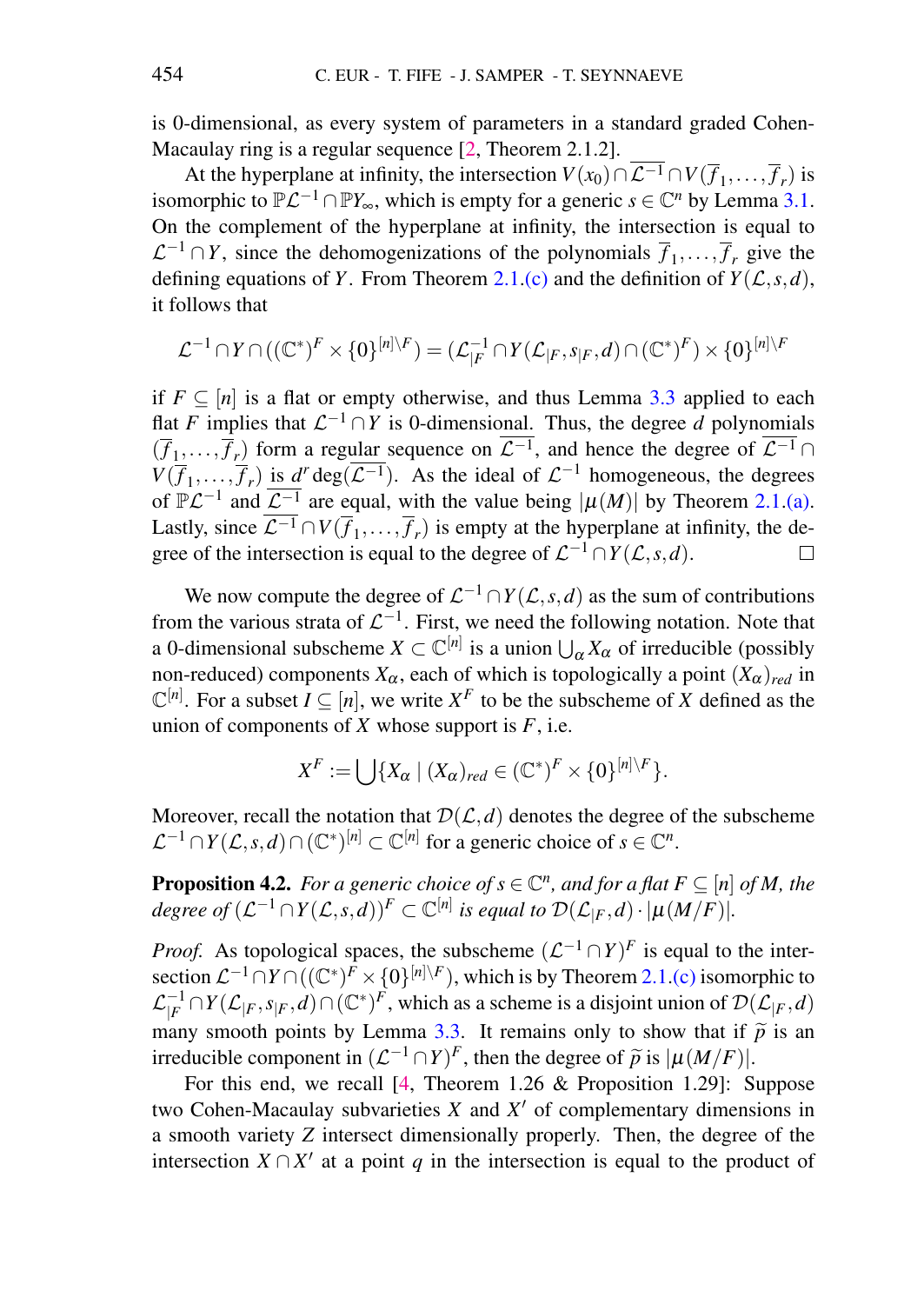is 0-dimensional, as every system of parameters in a standard graded Cohen-Macaulay ring is a regular sequence [2, Theorem 2.1.2].

At the hyperplane at infinity, the intersection $V(x_0) \cap \overline{\mathcal{L}^{-1}} \cap V(\overline{f}_1, \ldots, \overline{f}_r)$ is isomorphic to $\mathbb{P}\mathcal{L}^{-1} \cap \mathbb{P}Y_\infty$, which is empty for a generic $s \in \mathbb{C}^n$ by Lemma 3.1. On the complement of the hyperplane at infinity, the intersection is equal to $\mathcal{L}^{-1} \cap Y$, since the dehomogenizations of the polynomials $\overline{f}_1, \ldots, \overline{f}_r$ give the defining equations of $Y$. From Theorem 2.1.(c) and the definition of $Y(\mathcal{L}, s, d)$, it follows that

$$\mathcal{L}^{-1} \cap Y \cap ((\mathbb{C}^*)^F \times \{0\}^{[n]\setminus F}) = (\mathcal{L}_{|F}^{-1} \cap Y(\mathcal{L}_{|F}, s_{|F}, d) \cap (\mathbb{C}^*)^F) \times \{0\}^{[n]\setminus F}$$

if $F \subseteq [n]$ is a flat or empty otherwise, and thus Lemma 3.3 applied to each flat $F$ implies that $\mathcal{L}^{-1} \cap Y$ is 0-dimensional. Thus, the degree $d$ polynomials $(\overline{f}_1, \ldots, \overline{f}_r)$ form a regular sequence on $\overline{\mathcal{L}^{-1}}$, and hence the degree of $\overline{\mathcal{L}^{-1}} \cap V(\overline{f}_1, \ldots, \overline{f}_r)$ is $d^r \deg(\overline{\mathcal{L}^{-1}})$. As the ideal of $\mathcal{L}^{-1}$ homogeneous, the degrees of $\mathbb{P}\mathcal{L}^{-1}$ and $\overline{\mathcal{L}^{-1}}$ are equal, with the value being $|\mu(M)|$ by Theorem 2.1.(a). Lastly, since $\overline{\mathcal{L}^{-1}} \cap V(\overline{f}_1, \ldots, \overline{f}_r)$ is empty at the hyperplane at infinity, the degree of the intersection is equal to the degree of $\mathcal{L}^{-1} \cap Y(\mathcal{L}, s, d)$. □

We now compute the degree of $\mathcal{L}^{-1} \cap Y(\mathcal{L}, s, d)$ as the sum of contributions from the various strata of $\mathcal{L}^{-1}$. First, we need the following notation. Note that a 0-dimensional subscheme $X \subset \mathbb{C}^{[n]}$ is a union $\bigcup_\alpha X_\alpha$ of irreducible (possibly non-reduced) components $X_\alpha$, each of which is topologically a point $(X_\alpha)_{red}$ in $\mathbb{C}^{[n]}$. For a subset $I \subseteq [n]$, we write $X^F$ to be the subscheme of $X$ defined as the union of components of $X$ whose support is $F$, i.e.

$$X^F := \bigcup \{X_\alpha \mid (X_\alpha)_{red} \in (\mathbb{C}^*)^F \times \{0\}^{[n]\setminus F}\}.$$

Moreover, recall the notation that $\mathcal{D}(\mathcal{L}, d)$ denotes the degree of the subscheme $\mathcal{L}^{-1} \cap Y(\mathcal{L}, s, d) \cap (\mathbb{C}^*)^{[n]} \subset \mathbb{C}^{[n]}$ for a generic choice of $s \in \mathbb{C}^n$.

**Proposition 4.2.** *For a generic choice of $s \in \mathbb{C}^n$, and for a flat $F \subseteq [n]$ of $M$, the degree of $(\mathcal{L}^{-1} \cap Y(\mathcal{L}, s, d))^F \subset \mathbb{C}^{[n]}$ is equal to $\mathcal{D}(\mathcal{L}_{|F}, d) \cdot |\mu(M/F)|$.*

*Proof.* As topological spaces, the subscheme $(\mathcal{L}^{-1} \cap Y)^F$ is equal to the intersection $\mathcal{L}^{-1} \cap Y \cap ((\mathbb{C}^*)^F \times \{0\}^{[n]\setminus F})$, which is by Theorem 2.1.(c) isomorphic to $\mathcal{L}_{|F}^{-1} \cap Y(\mathcal{L}_{|F}, s_{|F}, d) \cap (\mathbb{C}^*)^F$, which as a scheme is a disjoint union of $\mathcal{D}(\mathcal{L}_{|F}, d)$ many smooth points by Lemma 3.3. It remains only to show that if $\widetilde{p}$ is an irreducible component in $(\mathcal{L}^{-1} \cap Y)^F$, then the degree of $\widetilde{p}$ is $|\mu(M/F)|$.

For this end, we recall [4, Theorem 1.26 & Proposition 1.29]: Suppose two Cohen-Macaulay subvarieties $X$ and $X'$ of complementary dimensions in a smooth variety $Z$ intersect dimensionally properly. Then, the degree of the intersection $X \cap X'$ at a point $q$ in the intersection is equal to the product of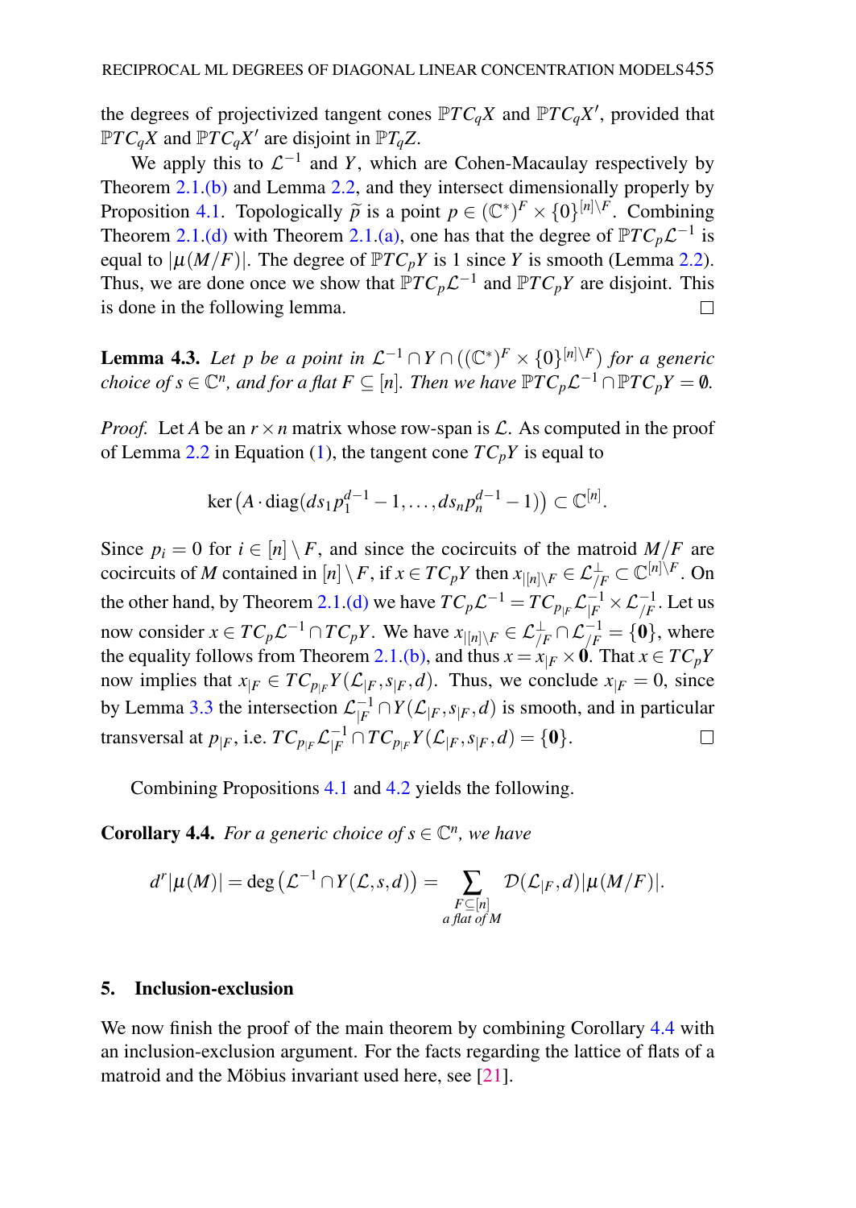the degrees of projectivized tangent cones $\mathbb{P}TC_qX$ and $\mathbb{P}TC_qX'$, provided that $\mathbb{P}TC_qX$ and $\mathbb{P}TC_qX'$ are disjoint in $\mathbb{P}T_qZ$.

We apply this to $\mathcal{L}^{-1}$ and $Y$, which are Cohen-Macaulay respectively by Theorem 2.1.(b) and Lemma 2.2, and they intersect dimensionally properly by Proposition 4.1. Topologically $\widetilde{p}$ is a point $p \in (\mathbb{C}^*)^F \times \{0\}^{[n]\setminus F}$. Combining Theorem 2.1.(d) with Theorem 2.1.(a), one has that the degree of $\mathbb{P}TC_p\mathcal{L}^{-1}$ is equal to $|\mu(M/F)|$. The degree of $\mathbb{P}TC_pY$ is 1 since $Y$ is smooth (Lemma 2.2). Thus, we are done once we show that $\mathbb{P}TC_p\mathcal{L}^{-1}$ and $\mathbb{P}TC_pY$ are disjoint. This is done in the following lemma. □

**Lemma 4.3.** *Let $p$ be a point in $\mathcal{L}^{-1} \cap Y \cap ((\mathbb{C}^*)^F \times \{0\}^{[n]\setminus F})$ for a generic choice of $s \in \mathbb{C}^n$, and for a flat $F \subseteq [n]$. Then we have $\mathbb{P}TC_p\mathcal{L}^{-1} \cap \mathbb{P}TC_pY = \emptyset$.*

*Proof.* Let $A$ be an $r \times n$ matrix whose row-span is $\mathcal{L}$. As computed in the proof of Lemma 2.2 in Equation (1), the tangent cone $TC_pY$ is equal to

$$\ker\left(A \cdot \operatorname{diag}(ds_1p_1^{d-1} - 1, \ldots, ds_np_n^{d-1} - 1)\right) \subset \mathbb{C}^{[n]}.$$

Since $p_i = 0$ for $i \in [n] \setminus F$, and since the cocircuits of the matroid $M/F$ are cocircuits of $M$ contained in $[n] \setminus F$, if $x \in TC_pY$ then $x_{|[n]\setminus F} \in \mathcal{L}^{\perp}_{/F} \subset \mathbb{C}^{[n]\setminus F}$. On the other hand, by Theorem 2.1.(d) we have $TC_p\mathcal{L}^{-1} = TC_{p_{|F}}\mathcal{L}^{-1}_{|F} \times \mathcal{L}^{-1}_{/F}$. Let us now consider $x \in TC_p\mathcal{L}^{-1} \cap TC_pY$. We have $x_{|[n]\setminus F} \in \mathcal{L}^{\perp}_{/F} \cap \mathcal{L}^{-1}_{/F} = \{\mathbf{0}\}$, where the equality follows from Theorem 2.1.(b), and thus $x = x_{|F} \times \mathbf{0}$. That $x \in TC_pY$ now implies that $x_{|F} \in TC_{p_{|F}}Y(\mathcal{L}_{|F}, s_{|F}, d)$. Thus, we conclude $x_{|F} = 0$, since by Lemma 3.3 the intersection $\mathcal{L}^{-1}_{|F} \cap Y(\mathcal{L}_{|F}, s_{|F}, d)$ is smooth, and in particular transversal at $p_{|F}$, i.e. $TC_{p_{|F}}\mathcal{L}^{-1}_{|F} \cap TC_{p_{|F}}Y(\mathcal{L}_{|F}, s_{|F}, d) = \{\mathbf{0}\}$. □

Combining Propositions 4.1 and 4.2 yields the following.

**Corollary 4.4.** *For a generic choice of $s \in \mathbb{C}^n$, we have*

$$d^r|\mu(M)| = \deg\left(\mathcal{L}^{-1} \cap Y(\mathcal{L}, s, d)\right) = \sum_{\substack{F \subseteq [n] \\ \text{a flat of } M}} \mathcal{D}(\mathcal{L}_{|F}, d)|\mu(M/F)|.$$

## 5. Inclusion-exclusion

We now finish the proof of the main theorem by combining Corollary 4.4 with an inclusion-exclusion argument. For the facts regarding the lattice of flats of a matroid and the Möbius invariant used here, see [21].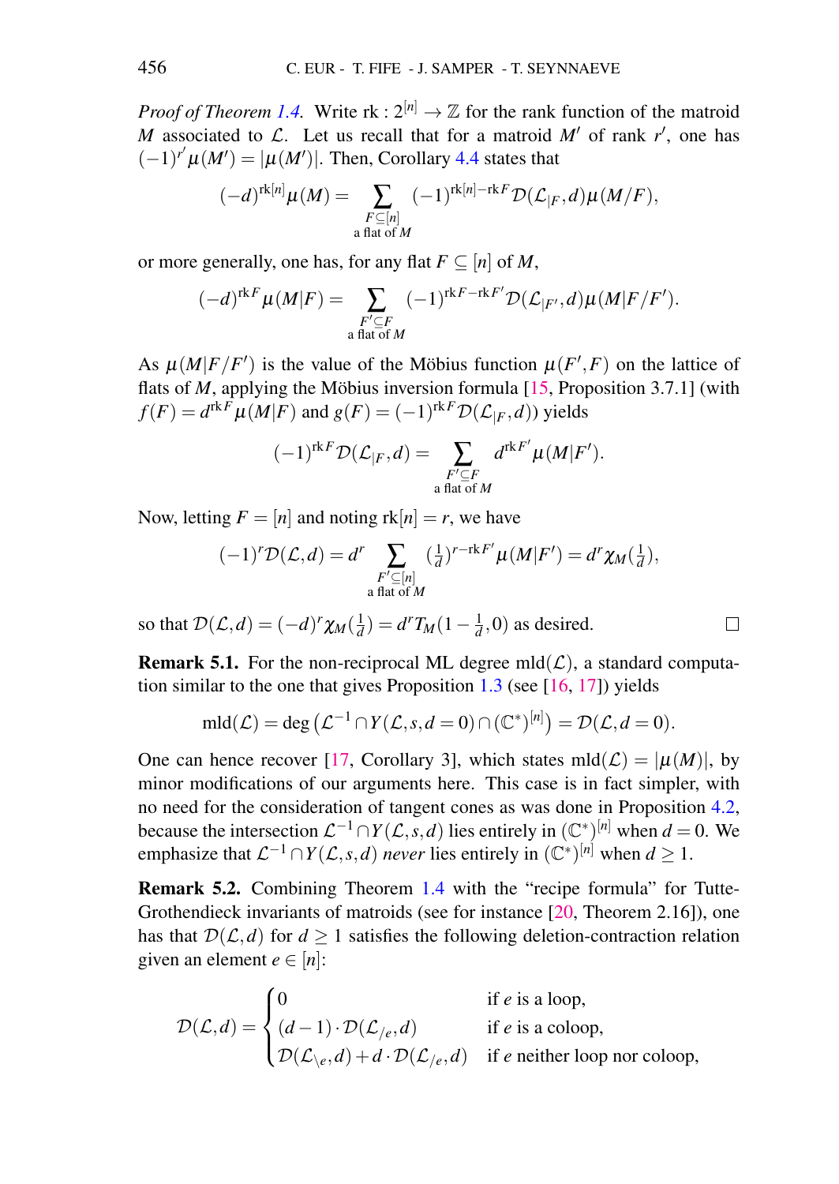*Proof of Theorem 1.4.* Write $\mathrm{rk} : 2^{[n]} \to \mathbb{Z}$ for the rank function of the matroid $M$ associated to $\mathcal{L}$. Let us recall that for a matroid $M'$ of rank $r'$, one has $(-1)^{r'}\mu(M') = |\mu(M')|$. Then, Corollary 4.4 states that

$$(-d)^{\mathrm{rk}[n]}\mu(M) = \sum_{\substack{F \subseteq [n] \\ \text{a flat of } M}} (-1)^{\mathrm{rk}[n]-\mathrm{rk}F}\mathcal{D}(\mathcal{L}_{|F}, d)\mu(M/F),$$

or more generally, one has, for any flat $F \subseteq [n]$ of $M$,

$$(-d)^{\mathrm{rk}F}\mu(M|F) = \sum_{\substack{F' \subseteq F \\ \text{a flat of } M}} (-1)^{\mathrm{rk}F-\mathrm{rk}F'}\mathcal{D}(\mathcal{L}_{|F'}, d)\mu(M|F/F').$$

As $\mu(M|F/F')$ is the value of the Möbius function $\mu(F', F)$ on the lattice of flats of $M$, applying the Möbius inversion formula [15, Proposition 3.7.1] (with $f(F) = d^{\mathrm{rk}F}\mu(M|F)$ and $g(F) = (-1)^{\mathrm{rk}F}\mathcal{D}(\mathcal{L}_{|F}, d)$) yields

$$(-1)^{\mathrm{rk}F}\mathcal{D}(\mathcal{L}_{|F}, d) = \sum_{\substack{F' \subseteq F \\ \text{a flat of } M}} d^{\mathrm{rk}F'}\mu(M|F').$$

Now, letting $F = [n]$ and noting $\mathrm{rk}[n] = r$, we have

$$(-1)^r\mathcal{D}(\mathcal{L}, d) = d^r \sum_{\substack{F' \subseteq [n] \\ \text{a flat of } M}} (\tfrac{1}{d})^{r-\mathrm{rk}F'}\mu(M|F') = d^r\chi_M(\tfrac{1}{d}),$$

so that $\mathcal{D}(\mathcal{L}, d) = (-d)^r\chi_M(\frac{1}{d}) = d^r T_M(1 - \frac{1}{d}, 0)$ as desired. □

**Remark 5.1.** For the non-reciprocal ML degree $\mathrm{mld}(\mathcal{L})$, a standard computation similar to the one that gives Proposition 1.3 (see [16, 17]) yields

$$\mathrm{mld}(\mathcal{L}) = \deg\left(\mathcal{L}^{-1} \cap Y(\mathcal{L}, s, d = 0) \cap (\mathbb{C}^*)^{[n]}\right) = \mathcal{D}(\mathcal{L}, d = 0).$$

One can hence recover [17, Corollary 3], which states $\mathrm{mld}(\mathcal{L}) = |\mu(M)|$, by minor modifications of our arguments here. This case is in fact simpler, with no need for the consideration of tangent cones as was done in Proposition 4.2, because the intersection $\mathcal{L}^{-1} \cap Y(\mathcal{L}, s, d)$ lies entirely in $(\mathbb{C}^*)^{[n]}$ when $d = 0$. We emphasize that $\mathcal{L}^{-1} \cap Y(\mathcal{L}, s, d)$ *never* lies entirely in $(\mathbb{C}^*)^{[n]}$ when $d \geq 1$.

**Remark 5.2.** Combining Theorem 1.4 with the "recipe formula" for Tutte-Grothendieck invariants of matroids (see for instance [20, Theorem 2.16]), one has that $\mathcal{D}(\mathcal{L}, d)$ for $d \geq 1$ satisfies the following deletion-contraction relation given an element $e \in [n]$:

$$\mathcal{D}(\mathcal{L}, d) = \begin{cases} 0 & \text{if } e \text{ is a loop,} \\ (d-1) \cdot \mathcal{D}(\mathcal{L}_{/e}, d) & \text{if } e \text{ is a coloop,} \\ \mathcal{D}(\mathcal{L}_{\setminus e}, d) + d \cdot \mathcal{D}(\mathcal{L}_{/e}, d) & \text{if } e \text{ neither loop nor coloop,} \end{cases}$$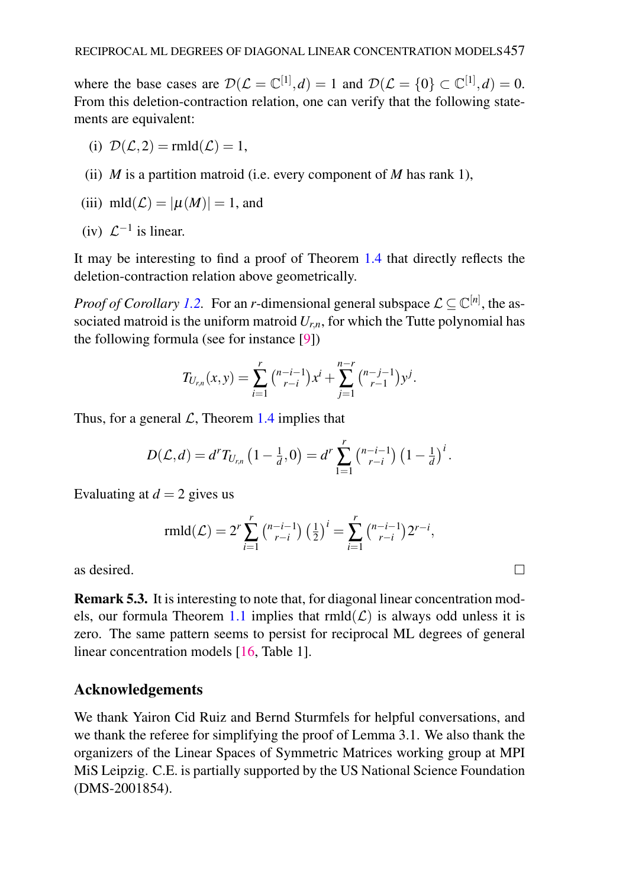where the base cases are $\mathcal{D}(\mathcal{L} = \mathbb{C}^{[1]}, d) = 1$ and $\mathcal{D}(\mathcal{L} = \{0\} \subset \mathbb{C}^{[1]}, d) = 0$. From this deletion-contraction relation, one can verify that the following statements are equivalent:

(i) $\mathcal{D}(\mathcal{L}, 2) = \mathrm{rmld}(\mathcal{L}) = 1$,

(ii) $M$ is a partition matroid (i.e. every component of $M$ has rank 1),

(iii) $\mathrm{mld}(\mathcal{L}) = |\mu(M)| = 1$, and

(iv) $\mathcal{L}^{-1}$ is linear.

It may be interesting to find a proof of Theorem 1.4 that directly reflects the deletion-contraction relation above geometrically.

*Proof of Corollary 1.2.* For an $r$-dimensional general subspace $\mathcal{L} \subseteq \mathbb{C}^{[n]}$, the associated matroid is the uniform matroid $U_{r,n}$, for which the Tutte polynomial has the following formula (see for instance [9])

$$T_{U_{r,n}}(x,y) = \sum_{i=1}^{r} \binom{n-i-1}{r-i} x^i + \sum_{j=1}^{n-r} \binom{n-j-1}{r-1} y^j.$$

Thus, for a general $\mathcal{L}$, Theorem 1.4 implies that

$$D(\mathcal{L}, d) = d^r T_{U_{r,n}}\left(1 - \tfrac{1}{d}, 0\right) = d^r \sum_{1=1}^{r} \binom{n-i-1}{r-i} \left(1 - \tfrac{1}{d}\right)^i.$$

Evaluating at $d = 2$ gives us

$$\mathrm{rmld}(\mathcal{L}) = 2^r \sum_{i=1}^{r} \binom{n-i-1}{r-i} \left(\tfrac{1}{2}\right)^i = \sum_{i=1}^{r} \binom{n-i-1}{r-i} 2^{r-i},$$

as desired. □

**Remark 5.3.** It is interesting to note that, for diagonal linear concentration models, our formula Theorem 1.1 implies that $\mathrm{rmld}(\mathcal{L})$ is always odd unless it is zero. The same pattern seems to persist for reciprocal ML degrees of general linear concentration models [16, Table 1].

## Acknowledgements

We thank Yairon Cid Ruiz and Bernd Sturmfels for helpful conversations, and we thank the referee for simplifying the proof of Lemma 3.1. We also thank the organizers of the Linear Spaces of Symmetric Matrices working group at MPI MiS Leipzig. C.E. is partially supported by the US National Science Foundation (DMS-2001854).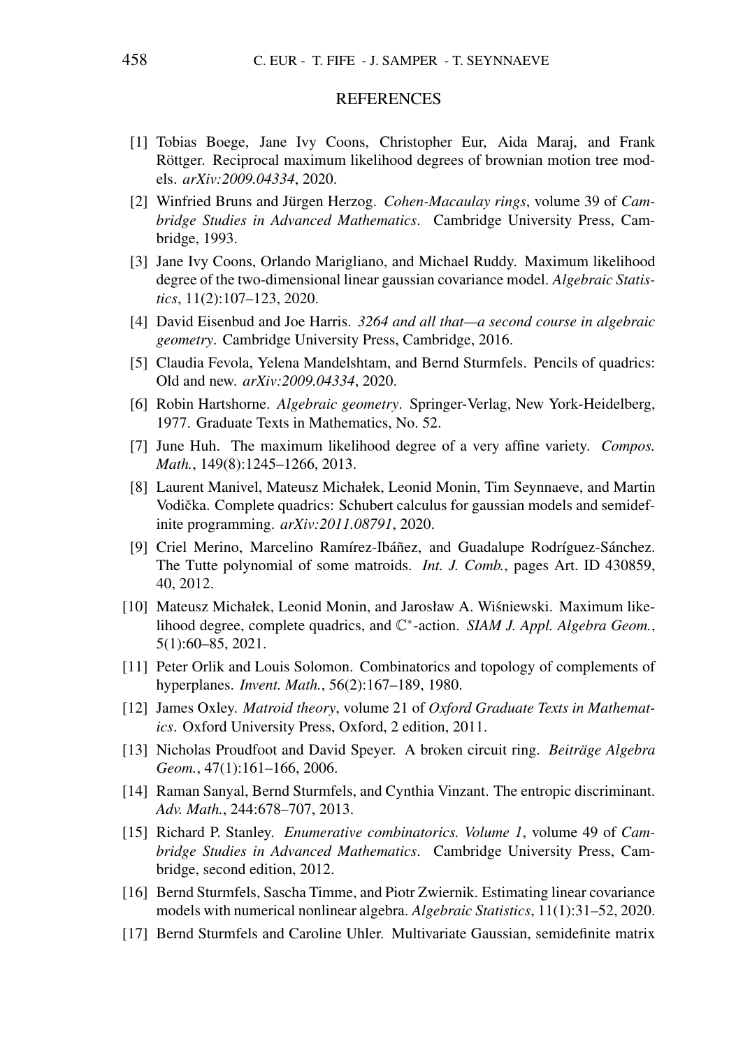## REFERENCES

[1] Tobias Boege, Jane Ivy Coons, Christopher Eur, Aida Maraj, and Frank Röttger. Reciprocal maximum likelihood degrees of brownian motion tree models. *arXiv:2009.04334*, 2020.

[2] Winfried Bruns and Jürgen Herzog. *Cohen-Macaulay rings*, volume 39 of *Cambridge Studies in Advanced Mathematics*. Cambridge University Press, Cambridge, 1993.

[3] Jane Ivy Coons, Orlando Marigliano, and Michael Ruddy. Maximum likelihood degree of the two-dimensional linear gaussian covariance model. *Algebraic Statistics*, 11(2):107–123, 2020.

[4] David Eisenbud and Joe Harris. *3264 and all that—a second course in algebraic geometry*. Cambridge University Press, Cambridge, 2016.

[5] Claudia Fevola, Yelena Mandelshtam, and Bernd Sturmfels. Pencils of quadrics: Old and new. *arXiv:2009.04334*, 2020.

[6] Robin Hartshorne. *Algebraic geometry*. Springer-Verlag, New York-Heidelberg, 1977. Graduate Texts in Mathematics, No. 52.

[7] June Huh. The maximum likelihood degree of a very affine variety. *Compos. Math.*, 149(8):1245–1266, 2013.

[8] Laurent Manivel, Mateusz Michałek, Leonid Monin, Tim Seynnaeve, and Martin Vodička. Complete quadrics: Schubert calculus for gaussian models and semidefinite programming. *arXiv:2011.08791*, 2020.

[9] Criel Merino, Marcelino Ramírez-Ibáñez, and Guadalupe Rodríguez-Sánchez. The Tutte polynomial of some matroids. *Int. J. Comb.*, pages Art. ID 430859, 40, 2012.

[10] Mateusz Michałek, Leonid Monin, and Jarosław A. Wiśniewski. Maximum likelihood degree, complete quadrics, and $\mathbb{C}^*$-action. *SIAM J. Appl. Algebra Geom.*, 5(1):60–85, 2021.

[11] Peter Orlik and Louis Solomon. Combinatorics and topology of complements of hyperplanes. *Invent. Math.*, 56(2):167–189, 1980.

[12] James Oxley. *Matroid theory*, volume 21 of *Oxford Graduate Texts in Mathematics*. Oxford University Press, Oxford, 2 edition, 2011.

[13] Nicholas Proudfoot and David Speyer. A broken circuit ring. *Beiträge Algebra Geom.*, 47(1):161–166, 2006.

[14] Raman Sanyal, Bernd Sturmfels, and Cynthia Vinzant. The entropic discriminant. *Adv. Math.*, 244:678–707, 2013.

[15] Richard P. Stanley. *Enumerative combinatorics. Volume 1*, volume 49 of *Cambridge Studies in Advanced Mathematics*. Cambridge University Press, Cambridge, second edition, 2012.

[16] Bernd Sturmfels, Sascha Timme, and Piotr Zwiernik. Estimating linear covariance models with numerical nonlinear algebra. *Algebraic Statistics*, 11(1):31–52, 2020.

[17] Bernd Sturmfels and Caroline Uhler. Multivariate Gaussian, semidefinite matrix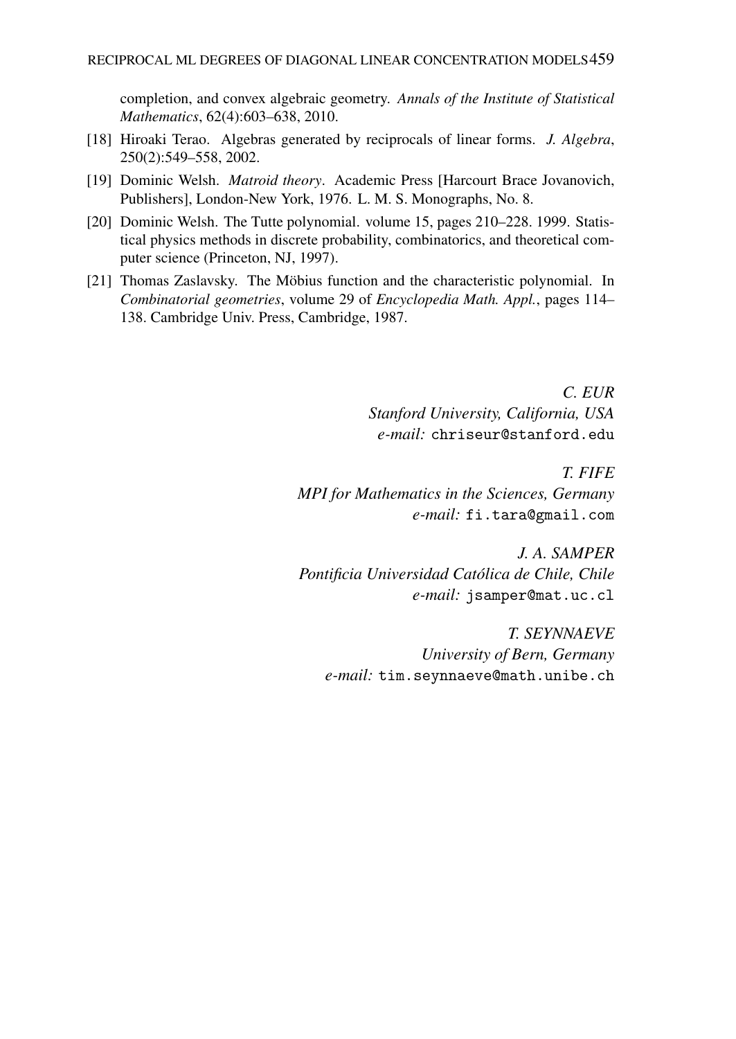completion, and convex algebraic geometry. *Annals of the Institute of Statistical Mathematics*, 62(4):603–638, 2010.

[18] Hiroaki Terao. Algebras generated by reciprocals of linear forms. *J. Algebra*, 250(2):549–558, 2002.

[19] Dominic Welsh. *Matroid theory*. Academic Press [Harcourt Brace Jovanovich, Publishers], London-New York, 1976. L. M. S. Monographs, No. 8.

[20] Dominic Welsh. The Tutte polynomial. volume 15, pages 210–228. 1999. Statistical physics methods in discrete probability, combinatorics, and theoretical computer science (Princeton, NJ, 1997).

[21] Thomas Zaslavsky. The Möbius function and the characteristic polynomial. In *Combinatorial geometries*, volume 29 of *Encyclopedia Math. Appl.*, pages 114–138. Cambridge Univ. Press, Cambridge, 1987.

*C. EUR*
*Stanford University, California, USA*
*e-mail:* `chriseur@stanford.edu`

*T. FIFE*
*MPI for Mathematics in the Sciences, Germany*
*e-mail:* `fi.tara@gmail.com`

*J. A. SAMPER*
*Pontificia Universidad Católica de Chile, Chile*
*e-mail:* `jsamper@mat.uc.cl`

*T. SEYNNAEVE*
*University of Bern, Germany*
*e-mail:* `tim.seynnaeve@math.unibe.ch`